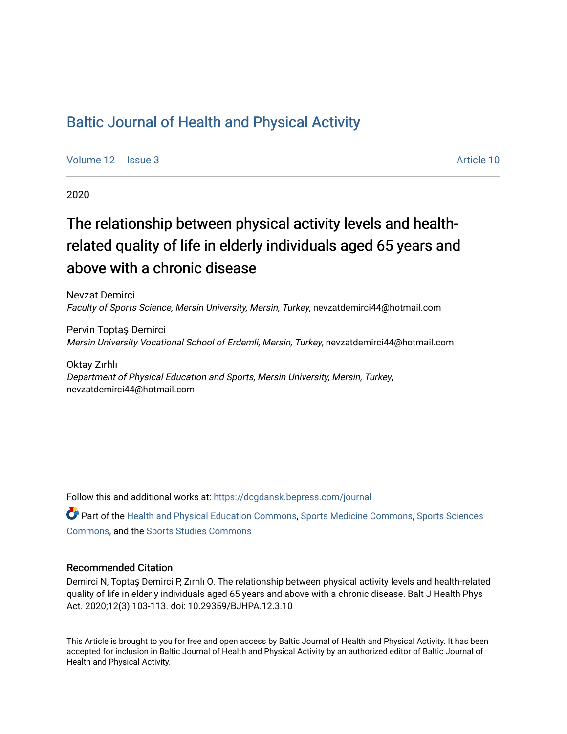# Baltic Journal of Health and Physical Activity

Volume 12 | Issue 3 Article 10

2020

## The relationship between physical activity levels and health-related quality of life in elderly individuals aged 65 years and above with a chronic disease

Nevzat Demirci
*Faculty of Sports Science, Mersin University, Mersin, Turkey*, nevzatdemirci44@hotmail.com

Pervin Toptaş Demirci
*Mersin University Vocational School of Erdemli, Mersin, Turkey*, nevzatdemirci44@hotmail.com

Oktay Zırhlı
*Department of Physical Education and Sports, Mersin University, Mersin, Turkey*, nevzatdemirci44@hotmail.com

Follow this and additional works at: https://dcgdansk.bepress.com/journal

Part of the Health and Physical Education Commons, Sports Medicine Commons, Sports Sciences Commons, and the Sports Studies Commons

### Recommended Citation

Demirci N, Toptaş Demirci P, Zırhlı O. The relationship between physical activity levels and health-related quality of life in elderly individuals aged 65 years and above with a chronic disease. Balt J Health Phys Act. 2020;12(3):103-113. doi: 10.29359/BJHPA.12.3.10

This Article is brought to you for free and open access by Baltic Journal of Health and Physical Activity. It has been accepted for inclusion in Baltic Journal of Health and Physical Activity by an authorized editor of Baltic Journal of Health and Physical Activity.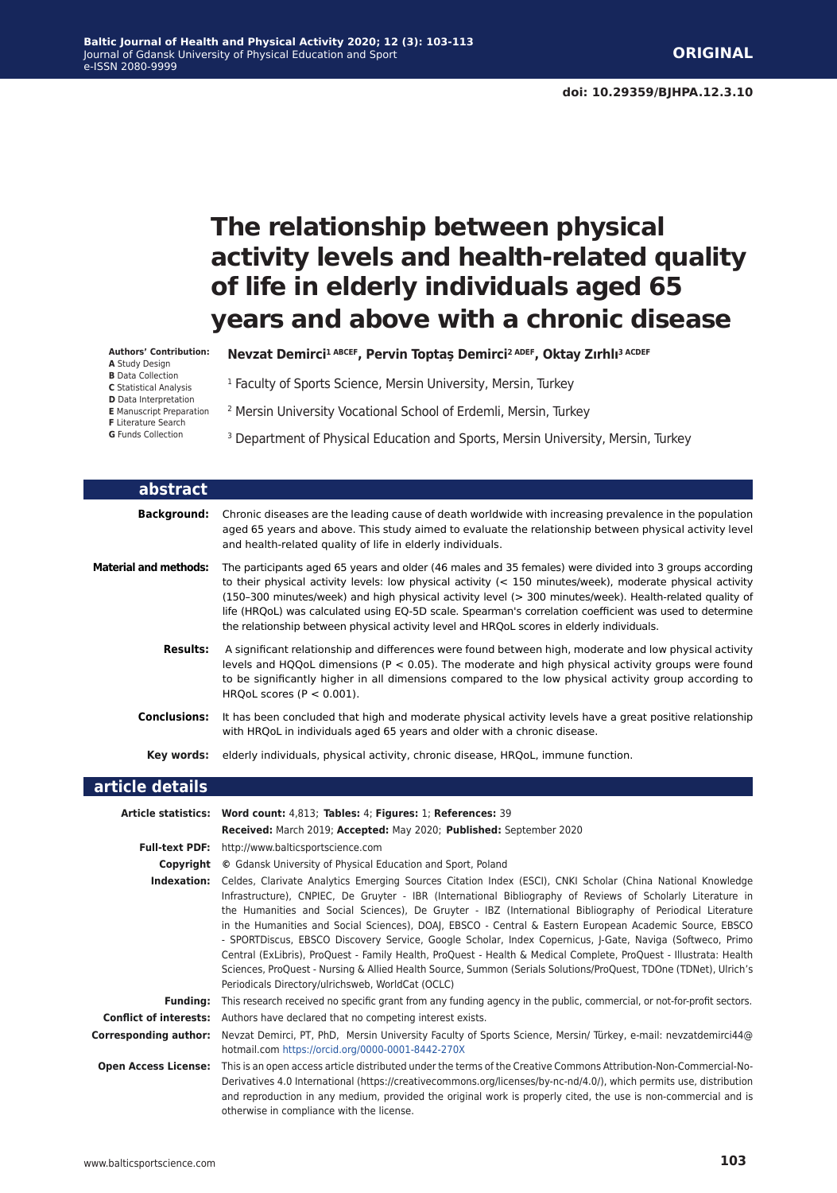**ORIGINAL**

doi: 10.29359/BJHPA.12.3.10

# The relationship between physical activity levels and health-related quality of life in elderly individuals aged 65 years and above with a chronic disease

**Authors' Contribution:**
**A** Study Design
**B** Data Collection
**C** Statistical Analysis
**D** Data Interpretation
**E** Manuscript Preparation
**F** Literature Search
**G** Funds Collection

**Nevzat Demirci[1 ABCEF], Pervin Toptaş Demirci[2 ADEF], Oktay Zırhlı[3 ACDEF]**

[1] Faculty of Sports Science, Mersin University, Mersin, Turkey

[2] Mersin University Vocational School of Erdemli, Mersin, Turkey

[3] Department of Physical Education and Sports, Mersin University, Mersin, Turkey

## abstract

**Background:** Chronic diseases are the leading cause of death worldwide with increasing prevalence in the population aged 65 years and above. This study aimed to evaluate the relationship between physical activity level and health-related quality of life in elderly individuals.

**Material and methods:** The participants aged 65 years and older (46 males and 35 females) were divided into 3 groups according to their physical activity levels: low physical activity (< 150 minutes/week), moderate physical activity (150–300 minutes/week) and high physical activity level (> 300 minutes/week). Health-related quality of life (HRQoL) was calculated using EQ-5D scale. Spearman's correlation coefficient was used to determine the relationship between physical activity level and HRQoL scores in elderly individuals.

**Results:** A significant relationship and differences were found between high, moderate and low physical activity levels and HQQoL dimensions ($P < 0.05$). The moderate and high physical activity groups were found to be significantly higher in all dimensions compared to the low physical activity group according to HRQoL scores ($P < 0.001$).

**Conclusions:** It has been concluded that high and moderate physical activity levels have a great positive relationship with HRQoL in individuals aged 65 years and older with a chronic disease.

**Key words:** elderly individuals, physical activity, chronic disease, HRQoL, immune function.

## article details

**Article statistics:** **Word count:** 4,813; **Tables:** 4; **Figures:** 1; **References:** 39
**Received:** March 2019; **Accepted:** May 2020; **Published:** September 2020

**Full-text PDF:** http://www.balticsportscience.com

**Copyright** © Gdansk University of Physical Education and Sport, Poland

**Indexation:** Celdes, Clarivate Analytics Emerging Sources Citation Index (ESCI), CNKI Scholar (China National Knowledge Infrastructure), CNPIEC, De Gruyter - IBR (International Bibliography of Reviews of Scholarly Literature in the Humanities and Social Sciences), De Gruyter - IBZ (International Bibliography of Periodical Literature in the Humanities and Social Sciences), DOAJ, EBSCO - Central & Eastern European Academic Source, EBSCO - SPORTDiscus, EBSCO Discovery Service, Google Scholar, Index Copernicus, J-Gate, Naviga (Softweco, Primo Central (ExLibris), ProQuest - Family Health, ProQuest - Health & Medical Complete, ProQuest - Illustrata: Health Sciences, ProQuest - Nursing & Allied Health Source, Summon (Serials Solutions/ProQuest, TDOne (TDNet), Ulrich's Periodicals Directory/ulrichsweb, WorldCat (OCLC)

**Funding:** This research received no specific grant from any funding agency in the public, commercial, or not-for-profit sectors.

**Conflict of interests:** Authors have declared that no competing interest exists.

**Corresponding author:** Nevzat Demirci, PT, PhD, Mersin University Faculty of Sports Science, Mersin/ Türkey, e-mail: nevzatdemirci44@hotmail.com https://orcid.org/0000-0001-8442-270X

**Open Access License:** This is an open access article distributed under the terms of the Creative Commons Attribution-Non-Commercial-No-Derivatives 4.0 International (https://creativecommons.org/licenses/by-nc-nd/4.0/), which permits use, distribution and reproduction in any medium, provided the original work is properly cited, the use is non-commercial and is otherwise in compliance with the license.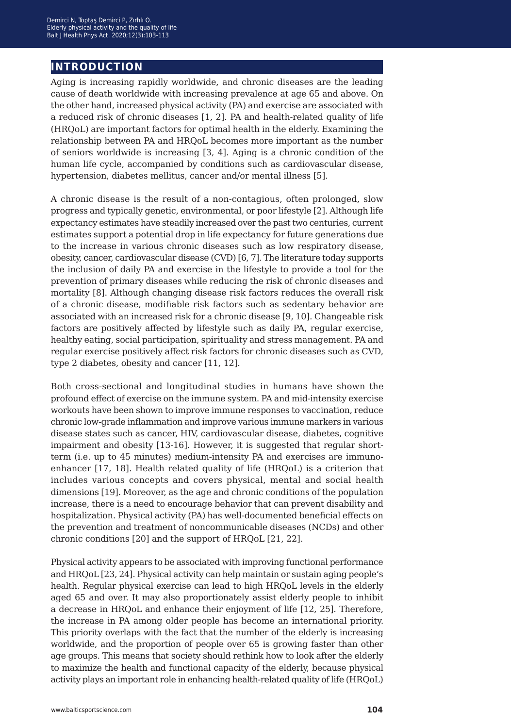## INTRODUCTION

Aging is increasing rapidly worldwide, and chronic diseases are the leading cause of death worldwide with increasing prevalence at age 65 and above. On the other hand, increased physical activity (PA) and exercise are associated with a reduced risk of chronic diseases [1, 2]. PA and health-related quality of life (HRQoL) are important factors for optimal health in the elderly. Examining the relationship between PA and HRQoL becomes more important as the number of seniors worldwide is increasing [3, 4]. Aging is a chronic condition of the human life cycle, accompanied by conditions such as cardiovascular disease, hypertension, diabetes mellitus, cancer and/or mental illness [5].

A chronic disease is the result of a non-contagious, often prolonged, slow progress and typically genetic, environmental, or poor lifestyle [2]. Although life expectancy estimates have steadily increased over the past two centuries, current estimates support a potential drop in life expectancy for future generations due to the increase in various chronic diseases such as low respiratory disease, obesity, cancer, cardiovascular disease (CVD) [6, 7]. The literature today supports the inclusion of daily PA and exercise in the lifestyle to provide a tool for the prevention of primary diseases while reducing the risk of chronic diseases and mortality [8]. Although changing disease risk factors reduces the overall risk of a chronic disease, modifiable risk factors such as sedentary behavior are associated with an increased risk for a chronic disease [9, 10]. Changeable risk factors are positively affected by lifestyle such as daily PA, regular exercise, healthy eating, social participation, spirituality and stress management. PA and regular exercise positively affect risk factors for chronic diseases such as CVD, type 2 diabetes, obesity and cancer [11, 12].

Both cross-sectional and longitudinal studies in humans have shown the profound effect of exercise on the immune system. PA and mid-intensity exercise workouts have been shown to improve immune responses to vaccination, reduce chronic low-grade inflammation and improve various immune markers in various disease states such as cancer, HIV, cardiovascular disease, diabetes, cognitive impairment and obesity [13-16]. However, it is suggested that regular short-term (i.e. up to 45 minutes) medium-intensity PA and exercises are immuno-enhancer [17, 18]. Health related quality of life (HRQoL) is a criterion that includes various concepts and covers physical, mental and social health dimensions [19]. Moreover, as the age and chronic conditions of the population increase, there is a need to encourage behavior that can prevent disability and hospitalization. Physical activity (PA) has well-documented beneficial effects on the prevention and treatment of noncommunicable diseases (NCDs) and other chronic conditions [20] and the support of HRQoL [21, 22].

Physical activity appears to be associated with improving functional performance and HRQoL [23, 24]. Physical activity can help maintain or sustain aging people's health. Regular physical exercise can lead to high HRQoL levels in the elderly aged 65 and over. It may also proportionately assist elderly people to inhibit a decrease in HRQoL and enhance their enjoyment of life [12, 25]. Therefore, the increase in PA among older people has become an international priority. This priority overlaps with the fact that the number of the elderly is increasing worldwide, and the proportion of people over 65 is growing faster than other age groups. This means that society should rethink how to look after the elderly to maximize the health and functional capacity of the elderly, because physical activity plays an important role in enhancing health-related quality of life (HRQoL)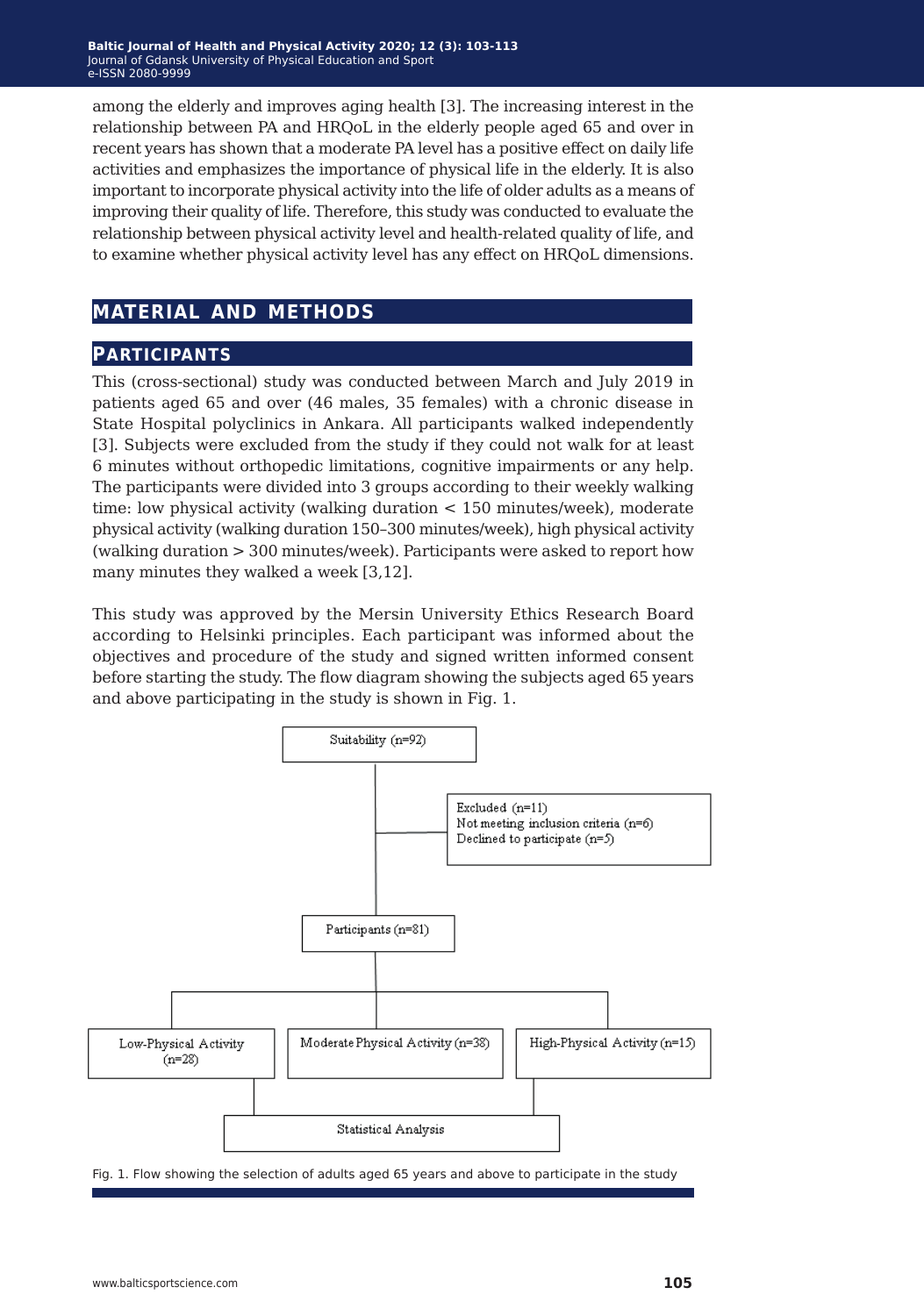among the elderly and improves aging health [3]. The increasing interest in the relationship between PA and HRQoL in the elderly people aged 65 and over in recent years has shown that a moderate PA level has a positive effect on daily life activities and emphasizes the importance of physical life in the elderly. It is also important to incorporate physical activity into the life of older adults as a means of improving their quality of life. Therefore, this study was conducted to evaluate the relationship between physical activity level and health-related quality of life, and to examine whether physical activity level has any effect on HRQoL dimensions.

## MATERIAL AND METHODS

### PARTICIPANTS

This (cross-sectional) study was conducted between March and July 2019 in patients aged 65 and over (46 males, 35 females) with a chronic disease in State Hospital polyclinics in Ankara. All participants walked independently [3]. Subjects were excluded from the study if they could not walk for at least 6 minutes without orthopedic limitations, cognitive impairments or any help. The participants were divided into 3 groups according to their weekly walking time: low physical activity (walking duration < 150 minutes/week), moderate physical activity (walking duration 150–300 minutes/week), high physical activity (walking duration > 300 minutes/week). Participants were asked to report how many minutes they walked a week [3,12].

This study was approved by the Mersin University Ethics Research Board according to Helsinki principles. Each participant was informed about the objectives and procedure of the study and signed written informed consent before starting the study. The flow diagram showing the subjects aged 65 years and above participating in the study is shown in Fig. 1.

Suitability (n=92)

Excluded (n=11)
Not meeting inclusion criteria (n=6)
Declined to participate (n=5)

Participants (n=81)

Low-Physical Activity (n=28) | Moderate Physical Activity (n=38) | High-Physical Activity (n=15)

Statistical Analysis

Fig. 1. Flow showing the selection of adults aged 65 years and above to participate in the study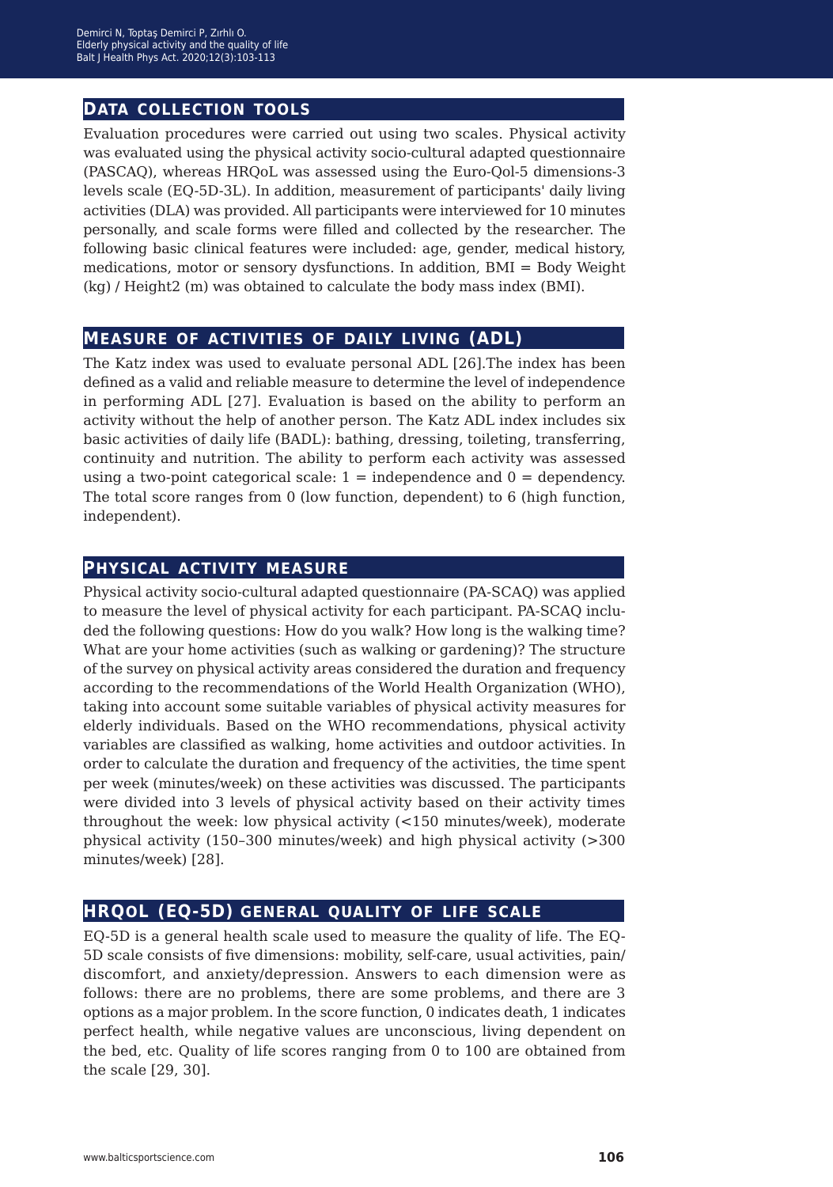## DATA COLLECTION TOOLS

Evaluation procedures were carried out using two scales. Physical activity was evaluated using the physical activity socio-cultural adapted questionnaire (PASCAQ), whereas HRQoL was assessed using the Euro-Qol-5 dimensions-3 levels scale (EQ-5D-3L). In addition, measurement of participants' daily living activities (DLA) was provided. All participants were interviewed for 10 minutes personally, and scale forms were filled and collected by the researcher. The following basic clinical features were included: age, gender, medical history, medications, motor or sensory dysfunctions. In addition, BMI = Body Weight (kg) / Height2 (m) was obtained to calculate the body mass index (BMI).

## MEASURE OF ACTIVITIES OF DAILY LIVING (ADL)

The Katz index was used to evaluate personal ADL [26].The index has been defined as a valid and reliable measure to determine the level of independence in performing ADL [27]. Evaluation is based on the ability to perform an activity without the help of another person. The Katz ADL index includes six basic activities of daily life (BADL): bathing, dressing, toileting, transferring, continuity and nutrition. The ability to perform each activity was assessed using a two-point categorical scale: 1 = independence and 0 = dependency. The total score ranges from 0 (low function, dependent) to 6 (high function, independent).

## PHYSICAL ACTIVITY MEASURE

Physical activity socio-cultural adapted questionnaire (PA-SCAQ) was applied to measure the level of physical activity for each participant. PA-SCAQ included the following questions: How do you walk? How long is the walking time? What are your home activities (such as walking or gardening)? The structure of the survey on physical activity areas considered the duration and frequency according to the recommendations of the World Health Organization (WHO), taking into account some suitable variables of physical activity measures for elderly individuals. Based on the WHO recommendations, physical activity variables are classified as walking, home activities and outdoor activities. In order to calculate the duration and frequency of the activities, the time spent per week (minutes/week) on these activities was discussed. The participants were divided into 3 levels of physical activity based on their activity times throughout the week: low physical activity (<150 minutes/week), moderate physical activity (150–300 minutes/week) and high physical activity (>300 minutes/week) [28].

## HRQOL (EQ-5D) GENERAL QUALITY OF LIFE SCALE

EQ-5D is a general health scale used to measure the quality of life. The EQ-5D scale consists of five dimensions: mobility, self-care, usual activities, pain/discomfort, and anxiety/depression. Answers to each dimension were as follows: there are no problems, there are some problems, and there are 3 options as a major problem. In the score function, 0 indicates death, 1 indicates perfect health, while negative values are unconscious, living dependent on the bed, etc. Quality of life scores ranging from 0 to 100 are obtained from the scale [29, 30].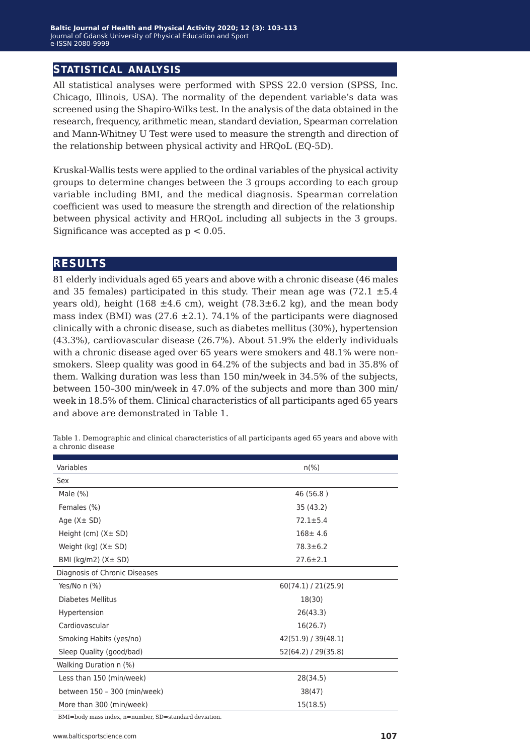## STATISTICAL ANALYSIS

All statistical analyses were performed with SPSS 22.0 version (SPSS, Inc. Chicago, Illinois, USA). The normality of the dependent variable's data was screened using the Shapiro-Wilks test. In the analysis of the data obtained in the research, frequency, arithmetic mean, standard deviation, Spearman correlation and Mann-Whitney U Test were used to measure the strength and direction of the relationship between physical activity and HRQoL (EQ-5D).

Kruskal-Wallis tests were applied to the ordinal variables of the physical activity groups to determine changes between the 3 groups according to each group variable including BMI, and the medical diagnosis. Spearman correlation coefficient was used to measure the strength and direction of the relationship between physical activity and HRQoL including all subjects in the 3 groups. Significance was accepted as $p < 0.05$.

## RESULTS

81 elderly individuals aged 65 years and above with a chronic disease (46 males and 35 females) participated in this study. Their mean age was (72.1 ±5.4 years old), height (168 ±4.6 cm), weight (78.3±6.2 kg), and the mean body mass index (BMI) was (27.6 ±2.1). 74.1% of the participants were diagnosed clinically with a chronic disease, such as diabetes mellitus (30%), hypertension (43.3%), cardiovascular disease (26.7%). About 51.9% the elderly individuals with a chronic disease aged over 65 years were smokers and 48.1% were non-smokers. Sleep quality was good in 64.2% of the subjects and bad in 35.8% of them. Walking duration was less than 150 min/week in 34.5% of the subjects, between 150–300 min/week in 47.0% of the subjects and more than 300 min/week in 18.5% of them. Clinical characteristics of all participants aged 65 years and above are demonstrated in Table 1.

Table 1. Demographic and clinical characteristics of all participants aged 65 years and above with a chronic disease

| Variables | n(%) |
|---|---|
| Sex | |
| Male (%) | 46 (56.8 ) |
| Females (%) | 35 (43.2) |
| Age (X± SD) | 72.1±5.4 |
| Height (cm) (X± SD) | 168± 4.6 |
| Weight (kg) (X± SD) | 78.3±6.2 |
| BMI (kg/m2) (X± SD) | 27.6±2.1 |
| Diagnosis of Chronic Diseases | |
| Yes/No n (%) | 60(74.1) / 21(25.9) |
| Diabetes Mellitus | 18(30) |
| Hypertension | 26(43.3) |
| Cardiovascular | 16(26.7) |
| Smoking Habits (yes/no) | 42(51.9) / 39(48.1) |
| Sleep Quality (good/bad) | 52(64.2) / 29(35.8) |
| Walking Duration n (%) | |
| Less than 150 (min/week) | 28(34.5) |
| between 150 – 300 (min/week) | 38(47) |
| More than 300 (min/week) | 15(18.5) |

BMI=body mass index, n=number, SD=standard deviation.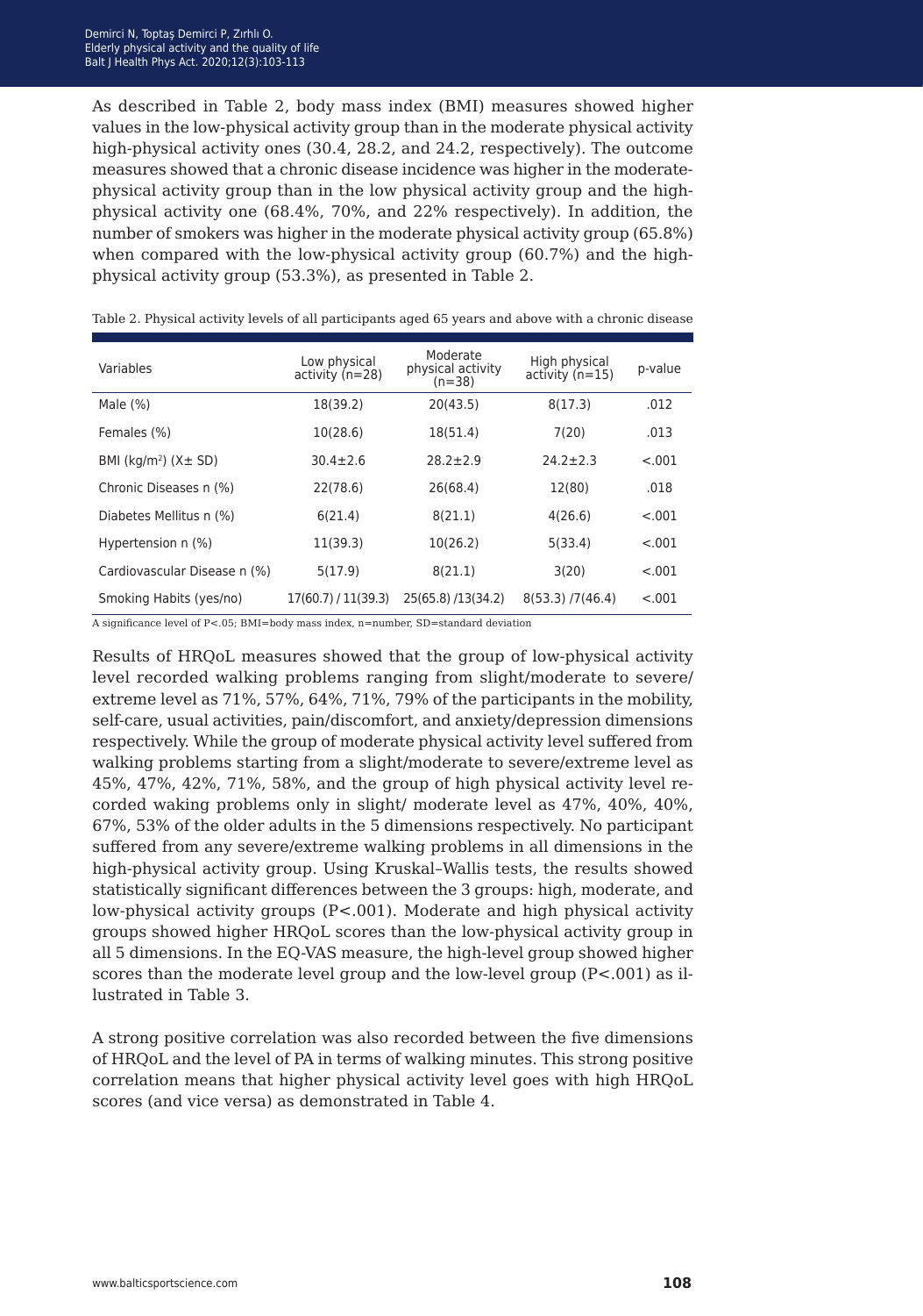As described in Table 2, body mass index (BMI) measures showed higher values in the low-physical activity group than in the moderate physical activity high-physical activity ones (30.4, 28.2, and 24.2, respectively). The outcome measures showed that a chronic disease incidence was higher in the moderate-physical activity group than in the low physical activity group and the high-physical activity one (68.4%, 70%, and 22% respectively). In addition, the number of smokers was higher in the moderate physical activity group (65.8%) when compared with the low-physical activity group (60.7%) and the high-physical activity group (53.3%), as presented in Table 2.

Table 2. Physical activity levels of all participants aged 65 years and above with a chronic disease

| Variables | Low physical activity (n=28) | Moderate physical activity (n=38) | High physical activity (n=15) | p-value |
|---|---|---|---|---|
| Male (%) | 18(39.2) | 20(43.5) | 8(17.3) | .012 |
| Females (%) | 10(28.6) | 18(51.4) | 7(20) | .013 |
| BMI (kg/m$^2$) (X± SD) | 30.4±2.6 | 28.2±2.9 | 24.2±2.3 | <.001 |
| Chronic Diseases n (%) | 22(78.6) | 26(68.4) | 12(80) | .018 |
| Diabetes Mellitus n (%) | 6(21.4) | 8(21.1) | 4(26.6) | <.001 |
| Hypertension n (%) | 11(39.3) | 10(26.2) | 5(33.4) | <.001 |
| Cardiovascular Disease n (%) | 5(17.9) | 8(21.1) | 3(20) | <.001 |
| Smoking Habits (yes/no) | 17(60.7) / 11(39.3) | 25(65.8) /13(34.2) | 8(53.3) /7(46.4) | <.001 |

A significance level of P<.05; BMI=body mass index, n=number, SD=standard deviation

Results of HRQoL measures showed that the group of low-physical activity level recorded walking problems ranging from slight/moderate to severe/extreme level as 71%, 57%, 64%, 71%, 79% of the participants in the mobility, self-care, usual activities, pain/discomfort, and anxiety/depression dimensions respectively. While the group of moderate physical activity level suffered from walking problems starting from a slight/moderate to severe/extreme level as 45%, 47%, 42%, 71%, 58%, and the group of high physical activity level recorded waking problems only in slight/ moderate level as 47%, 40%, 40%, 67%, 53% of the older adults in the 5 dimensions respectively. No participant suffered from any severe/extreme walking problems in all dimensions in the high-physical activity group. Using Kruskal–Wallis tests, the results showed statistically significant differences between the 3 groups: high, moderate, and low-physical activity groups (P<.001). Moderate and high physical activity groups showed higher HRQoL scores than the low-physical activity group in all 5 dimensions. In the EQ-VAS measure, the high-level group showed higher scores than the moderate level group and the low-level group (P<.001) as illustrated in Table 3.

A strong positive correlation was also recorded between the five dimensions of HRQoL and the level of PA in terms of walking minutes. This strong positive correlation means that higher physical activity level goes with high HRQoL scores (and vice versa) as demonstrated in Table 4.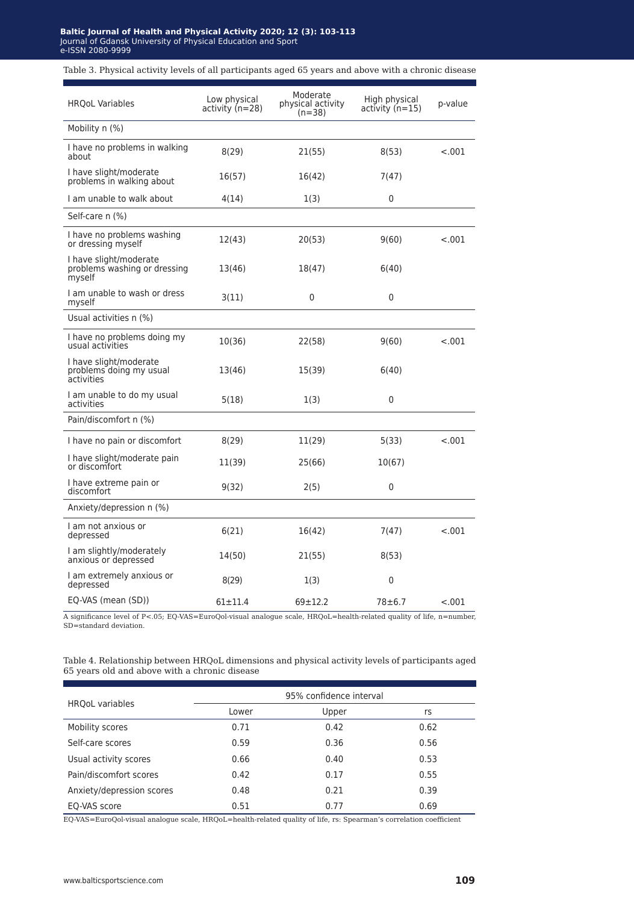Table 3. Physical activity levels of all participants aged 65 years and above with a chronic disease

| HRQoL Variables | Low physical activity (n=28) | Moderate physical activity (n=38) | High physical activity (n=15) | p-value |
|---|---|---|---|---|
| Mobility n (%) | | | | |
| I have no problems in walking about | 8(29) | 21(55) | 8(53) | <.001 |
| I have slight/moderate problems in walking about | 16(57) | 16(42) | 7(47) | |
| I am unable to walk about | 4(14) | 1(3) | 0 | |
| Self-care n (%) | | | | |
| I have no problems washing or dressing myself | 12(43) | 20(53) | 9(60) | <.001 |
| I have slight/moderate problems washing or dressing myself | 13(46) | 18(47) | 6(40) | |
| I am unable to wash or dress myself | 3(11) | 0 | 0 | |
| Usual activities n (%) | | | | |
| I have no problems doing my usual activities | 10(36) | 22(58) | 9(60) | <.001 |
| I have slight/moderate problems doing my usual activities | 13(46) | 15(39) | 6(40) | |
| I am unable to do my usual activities | 5(18) | 1(3) | 0 | |
| Pain/discomfort n (%) | | | | |
| I have no pain or discomfort | 8(29) | 11(29) | 5(33) | <.001 |
| I have slight/moderate pain or discomfort | 11(39) | 25(66) | 10(67) | |
| I have extreme pain or discomfort | 9(32) | 2(5) | 0 | |
| Anxiety/depression n (%) | | | | |
| I am not anxious or depressed | 6(21) | 16(42) | 7(47) | <.001 |
| I am slightly/moderately anxious or depressed | 14(50) | 21(55) | 8(53) | |
| I am extremely anxious or depressed | 8(29) | 1(3) | 0 | |
| EQ-VAS (mean (SD)) | 61±11.4 | 69±12.2 | 78±6.7 | <.001 |

A significance level of P<.05; EQ-VAS=EuroQol-visual analogue scale, HRQoL=health-related quality of life, n=number, SD=standard deviation.

Table 4. Relationship between HRQoL dimensions and physical activity levels of participants aged 65 years old and above with a chronic disease

| HRQoL variables | 95% confidence interval | | |
|---|---|---|---|
| | Lower | Upper | rs |
| Mobility scores | 0.71 | 0.42 | 0.62 |
| Self-care scores | 0.59 | 0.36 | 0.56 |
| Usual activity scores | 0.66 | 0.40 | 0.53 |
| Pain/discomfort scores | 0.42 | 0.17 | 0.55 |
| Anxiety/depression scores | 0.48 | 0.21 | 0.39 |
| EQ-VAS score | 0.51 | 0.77 | 0.69 |

EQ-VAS=EuroQol-visual analogue scale, HRQoL=health-related quality of life, rs: Spearman's correlation coefficient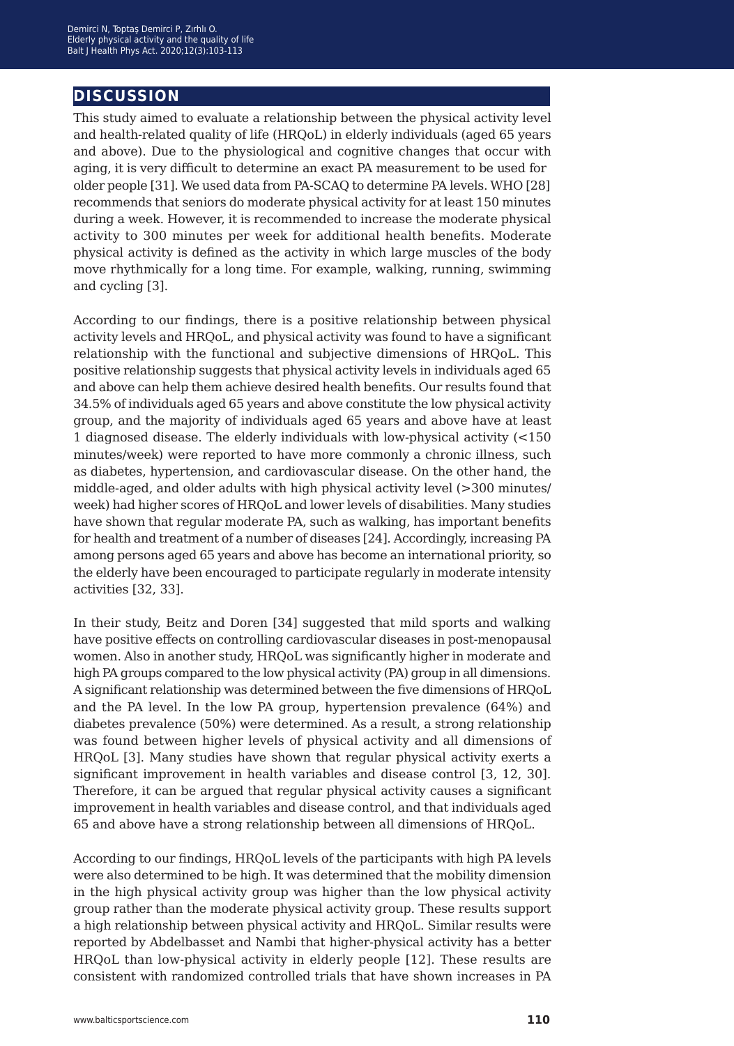## DISCUSSION

This study aimed to evaluate a relationship between the physical activity level and health-related quality of life (HRQoL) in elderly individuals (aged 65 years and above). Due to the physiological and cognitive changes that occur with aging, it is very difficult to determine an exact PA measurement to be used for older people [31]. We used data from PA-SCAQ to determine PA levels. WHO [28] recommends that seniors do moderate physical activity for at least 150 minutes during a week. However, it is recommended to increase the moderate physical activity to 300 minutes per week for additional health benefits. Moderate physical activity is defined as the activity in which large muscles of the body move rhythmically for a long time. For example, walking, running, swimming and cycling [3].

According to our findings, there is a positive relationship between physical activity levels and HRQoL, and physical activity was found to have a significant relationship with the functional and subjective dimensions of HRQoL. This positive relationship suggests that physical activity levels in individuals aged 65 and above can help them achieve desired health benefits. Our results found that 34.5% of individuals aged 65 years and above constitute the low physical activity group, and the majority of individuals aged 65 years and above have at least 1 diagnosed disease. The elderly individuals with low-physical activity (<150 minutes/week) were reported to have more commonly a chronic illness, such as diabetes, hypertension, and cardiovascular disease. On the other hand, the middle-aged, and older adults with high physical activity level (>300 minutes/week) had higher scores of HRQoL and lower levels of disabilities. Many studies have shown that regular moderate PA, such as walking, has important benefits for health and treatment of a number of diseases [24]. Accordingly, increasing PA among persons aged 65 years and above has become an international priority, so the elderly have been encouraged to participate regularly in moderate intensity activities [32, 33].

In their study, Beitz and Doren [34] suggested that mild sports and walking have positive effects on controlling cardiovascular diseases in post-menopausal women. Also in another study, HRQoL was significantly higher in moderate and high PA groups compared to the low physical activity (PA) group in all dimensions. A significant relationship was determined between the five dimensions of HRQoL and the PA level. In the low PA group, hypertension prevalence (64%) and diabetes prevalence (50%) were determined. As a result, a strong relationship was found between higher levels of physical activity and all dimensions of HRQoL [3]. Many studies have shown that regular physical activity exerts a significant improvement in health variables and disease control [3, 12, 30]. Therefore, it can be argued that regular physical activity causes a significant improvement in health variables and disease control, and that individuals aged 65 and above have a strong relationship between all dimensions of HRQoL.

According to our findings, HRQoL levels of the participants with high PA levels were also determined to be high. It was determined that the mobility dimension in the high physical activity group was higher than the low physical activity group rather than the moderate physical activity group. These results support a high relationship between physical activity and HRQoL. Similar results were reported by Abdelbasset and Nambi that higher-physical activity has a better HRQoL than low-physical activity in elderly people [12]. These results are consistent with randomized controlled trials that have shown increases in PA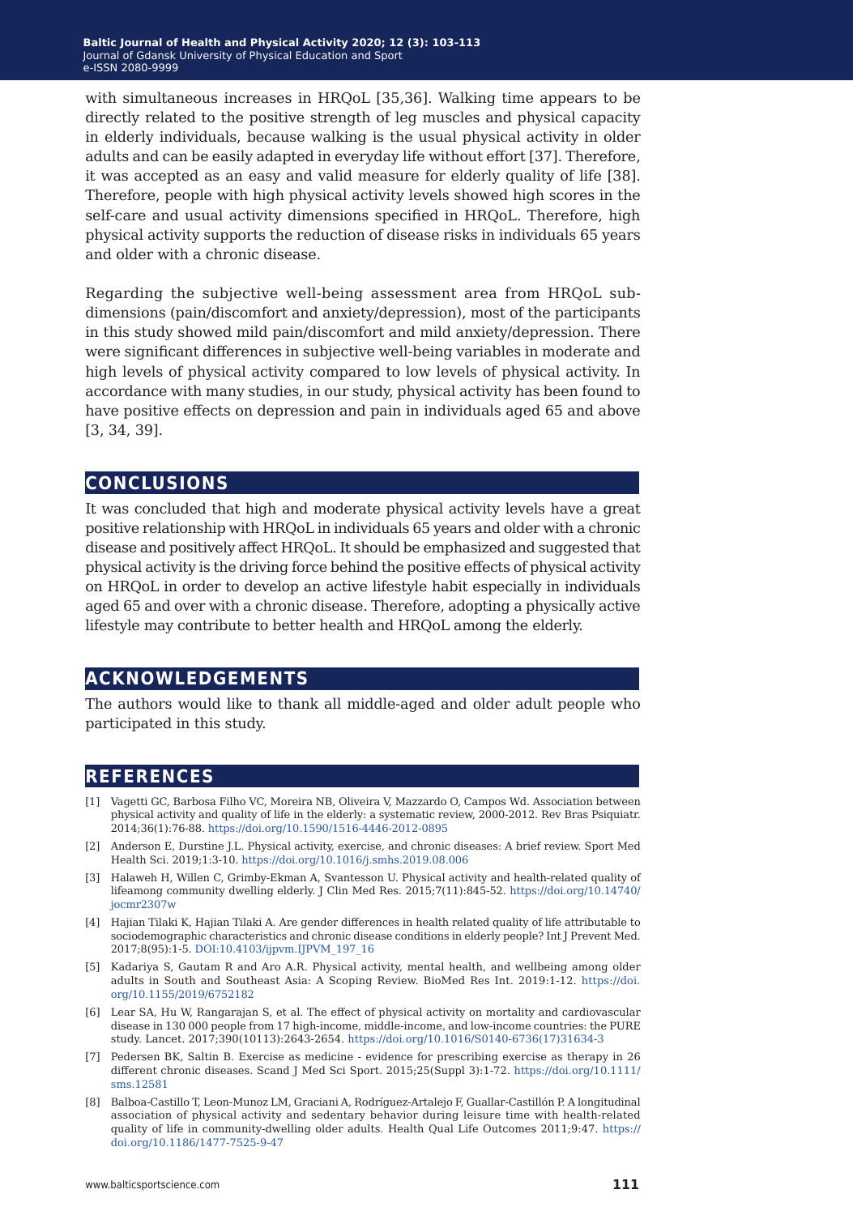with simultaneous increases in HRQoL [35,36]. Walking time appears to be directly related to the positive strength of leg muscles and physical capacity in elderly individuals, because walking is the usual physical activity in older adults and can be easily adapted in everyday life without effort [37]. Therefore, it was accepted as an easy and valid measure for elderly quality of life [38]. Therefore, people with high physical activity levels showed high scores in the self-care and usual activity dimensions specified in HRQoL. Therefore, high physical activity supports the reduction of disease risks in individuals 65 years and older with a chronic disease.

Regarding the subjective well-being assessment area from HRQoL sub-dimensions (pain/discomfort and anxiety/depression), most of the participants in this study showed mild pain/discomfort and mild anxiety/depression. There were significant differences in subjective well-being variables in moderate and high levels of physical activity compared to low levels of physical activity. In accordance with many studies, in our study, physical activity has been found to have positive effects on depression and pain in individuals aged 65 and above [3, 34, 39].

## CONCLUSIONS

It was concluded that high and moderate physical activity levels have a great positive relationship with HRQoL in individuals 65 years and older with a chronic disease and positively affect HRQoL. It should be emphasized and suggested that physical activity is the driving force behind the positive effects of physical activity on HRQoL in order to develop an active lifestyle habit especially in individuals aged 65 and over with a chronic disease. Therefore, adopting a physically active lifestyle may contribute to better health and HRQoL among the elderly.

## ACKNOWLEDGEMENTS

The authors would like to thank all middle-aged and older adult people who participated in this study.

## REFERENCES

[1] Vagetti GC, Barbosa Filho VC, Moreira NB, Oliveira V, Mazzardo O, Campos Wd. Association between physical activity and quality of life in the elderly: a systematic review, 2000-2012. Rev Bras Psiquiatr. 2014;36(1):76-88. https://doi.org/10.1590/1516-4446-2012-0895

[2] Anderson E, Durstine J.L. Physical activity, exercise, and chronic diseases: A brief review. Sport Med Health Sci. 2019;1:3-10. https://doi.org/10.1016/j.smhs.2019.08.006

[3] Halaweh H, Willen C, Grimby-Ekman A, Svantesson U. Physical activity and health-related quality of lifeamong community dwelling elderly. J Clin Med Res. 2015;7(11):845-52. https://doi.org/10.14740/jocmr2307w

[4] Hajian Tilaki K, Hajian Tilaki A. Are gender differences in health related quality of life attributable to sociodemographic characteristics and chronic disease conditions in elderly people? Int J Prevent Med. 2017;8(95):1-5. DOI:10.4103/ijpvm.IJPVM_197_16

[5] Kadariya S, Gautam R and Aro A.R. Physical activity, mental health, and wellbeing among older adults in South and Southeast Asia: A Scoping Review. BioMed Res Int. 2019:1-12. https://doi.org/10.1155/2019/6752182

[6] Lear SA, Hu W, Rangarajan S, et al. The effect of physical activity on mortality and cardiovascular disease in 130 000 people from 17 high-income, middle-income, and low-income countries: the PURE study. Lancet. 2017;390(10113):2643-2654. https://doi.org/10.1016/S0140-6736(17)31634-3

[7] Pedersen BK, Saltin B. Exercise as medicine - evidence for prescribing exercise as therapy in 26 different chronic diseases. Scand J Med Sci Sport. 2015;25(Suppl 3):1-72. https://doi.org/10.1111/sms.12581

[8] Balboa-Castillo T, Leon-Munoz LM, Graciani A, Rodríguez-Artalejo F, Guallar-Castillón P. A longitudinal association of physical activity and sedentary behavior during leisure time with health-related quality of life in community-dwelling older adults. Health Qual Life Outcomes 2011;9:47. https://doi.org/10.1186/1477-7525-9-47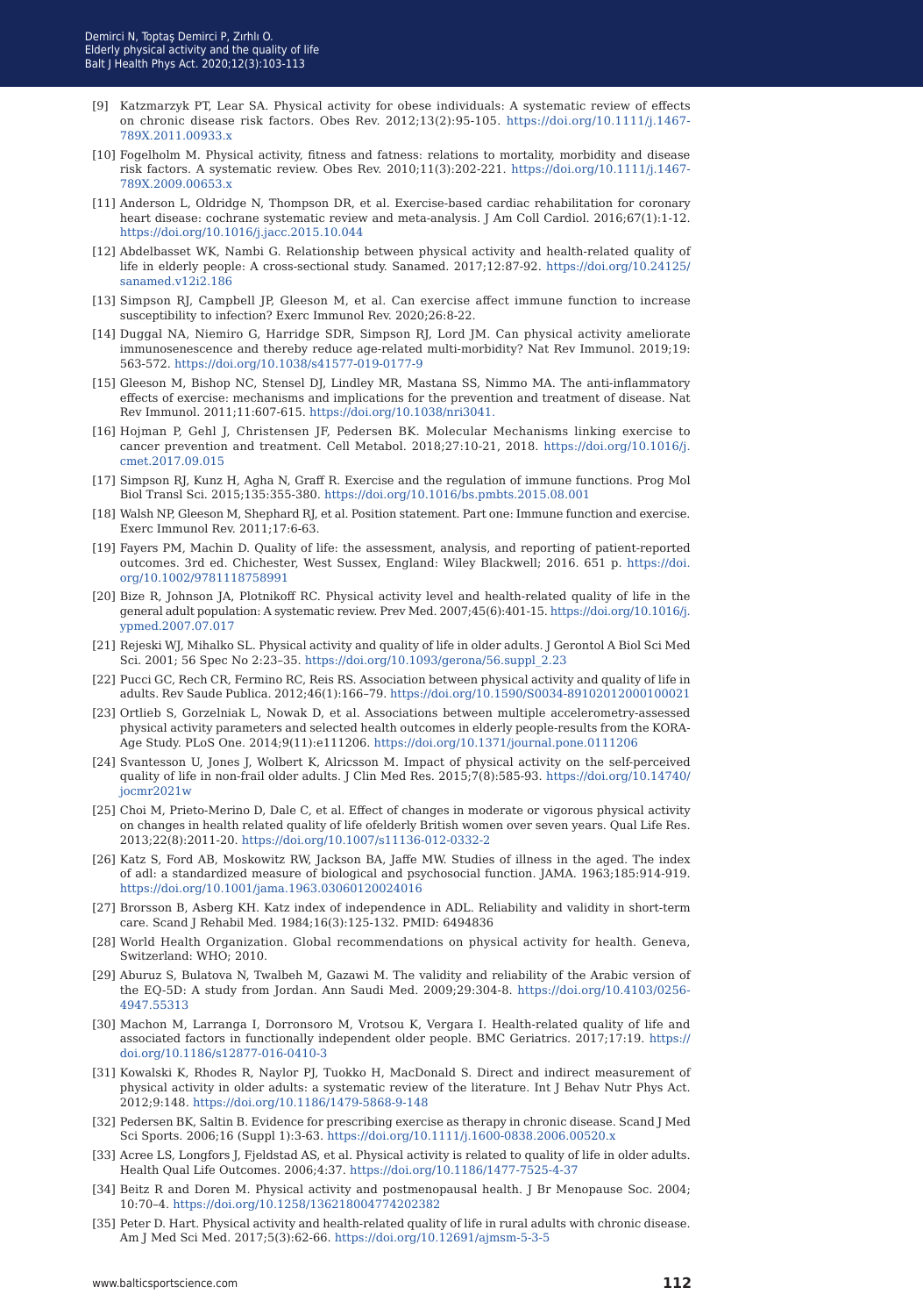[9] Katzmarzyk PT, Lear SA. Physical activity for obese individuals: A systematic review of effects on chronic disease risk factors. Obes Rev. 2012;13(2):95-105. https://doi.org/10.1111/j.1467-789X.2011.00933.x

[10] Fogelholm M. Physical activity, fitness and fatness: relations to mortality, morbidity and disease risk factors. A systematic review. Obes Rev. 2010;11(3):202-221. https://doi.org/10.1111/j.1467-789X.2009.00653.x

[11] Anderson L, Oldridge N, Thompson DR, et al. Exercise-based cardiac rehabilitation for coronary heart disease: cochrane systematic review and meta-analysis. J Am Coll Cardiol. 2016;67(1):1-12. https://doi.org/10.1016/j.jacc.2015.10.044

[12] Abdelbasset WK, Nambi G. Relationship between physical activity and health-related quality of life in elderly people: A cross-sectional study. Sanamed. 2017;12:87-92. https://doi.org/10.24125/sanamed.v12i2.186

[13] Simpson RJ, Campbell JP, Gleeson M, et al. Can exercise affect immune function to increase susceptibility to infection? Exerc Immunol Rev. 2020;26:8-22.

[14] Duggal NA, Niemiro G, Harridge SDR, Simpson RJ, Lord JM. Can physical activity ameliorate immunosenescence and thereby reduce age-related multi-morbidity? Nat Rev Immunol. 2019;19: 563-572. https://doi.org/10.1038/s41577-019-0177-9

[15] Gleeson M, Bishop NC, Stensel DJ, Lindley MR, Mastana SS, Nimmo MA. The anti-inflammatory effects of exercise: mechanisms and implications for the prevention and treatment of disease. Nat Rev Immunol. 2011;11:607-615. https://doi.org/10.1038/nri3041.

[16] Hojman P, Gehl J, Christensen JF, Pedersen BK. Molecular Mechanisms linking exercise to cancer prevention and treatment. Cell Metabol. 2018;27:10-21, 2018. https://doi.org/10.1016/j.cmet.2017.09.015

[17] Simpson RJ, Kunz H, Agha N, Graff R. Exercise and the regulation of immune functions. Prog Mol Biol Transl Sci. 2015;135:355-380. https://doi.org/10.1016/bs.pmbts.2015.08.001

[18] Walsh NP, Gleeson M, Shephard RJ, et al. Position statement. Part one: Immune function and exercise. Exerc Immunol Rev. 2011;17:6-63.

[19] Fayers PM, Machin D. Quality of life: the assessment, analysis, and reporting of patient-reported outcomes. 3rd ed. Chichester, West Sussex, England: Wiley Blackwell; 2016. 651 p. https://doi.org/10.1002/9781118758991

[20] Bize R, Johnson JA, Plotnikoff RC. Physical activity level and health-related quality of life in the general adult population: A systematic review. Prev Med. 2007;45(6):401-15. https://doi.org/10.1016/j.ypmed.2007.07.017

[21] Rejeski WJ, Mihalko SL. Physical activity and quality of life in older adults. J Gerontol A Biol Sci Med Sci. 2001; 56 Spec No 2:23–35. https://doi.org/10.1093/gerona/56.suppl_2.23

[22] Pucci GC, Rech CR, Fermino RC, Reis RS. Association between physical activity and quality of life in adults. Rev Saude Publica. 2012;46(1):166–79. https://doi.org/10.1590/S0034-89102012000100021

[23] Ortlieb S, Gorzelniak L, Nowak D, et al. Associations between multiple accelerometry-assessed physical activity parameters and selected health outcomes in elderly people-results from the KORA-Age Study. PLoS One. 2014;9(11):e111206. https://doi.org/10.1371/journal.pone.0111206

[24] Svantesson U, Jones J, Wolbert K, Alricsson M. Impact of physical activity on the self-perceived quality of life in non-frail older adults. J Clin Med Res. 2015;7(8):585-93. https://doi.org/10.14740/jocmr2021w

[25] Choi M, Prieto-Merino D, Dale C, et al. Effect of changes in moderate or vigorous physical activity on changes in health related quality of life ofelderly British women over seven years. Qual Life Res. 2013;22(8):2011-20. https://doi.org/10.1007/s11136-012-0332-2

[26] Katz S, Ford AB, Moskowitz RW, Jackson BA, Jaffe MW. Studies of illness in the aged. The index of adl: a standardized measure of biological and psychosocial function. JAMA. 1963;185:914-919. https://doi.org/10.1001/jama.1963.03060120024016

[27] Brorsson B, Asberg KH. Katz index of independence in ADL. Reliability and validity in short-term care. Scand J Rehabil Med. 1984;16(3):125-132. PMID: 6494836

[28] World Health Organization. Global recommendations on physical activity for health. Geneva, Switzerland: WHO; 2010.

[29] Aburuz S, Bulatova N, Twalbeh M, Gazawi M. The validity and reliability of the Arabic version of the EQ-5D: A study from Jordan. Ann Saudi Med. 2009;29:304-8. https://doi.org/10.4103/0256-4947.55313

[30] Machon M, Larranga I, Dorronsoro M, Vrotsou K, Vergara I. Health-related quality of life and associated factors in functionally independent older people. BMC Geriatrics. 2017;17:19. https://doi.org/10.1186/s12877-016-0410-3

[31] Kowalski K, Rhodes R, Naylor PJ, Tuokko H, MacDonald S. Direct and indirect measurement of physical activity in older adults: a systematic review of the literature. Int J Behav Nutr Phys Act. 2012;9:148. https://doi.org/10.1186/1479-5868-9-148

[32] Pedersen BK, Saltin B. Evidence for prescribing exercise as therapy in chronic disease. Scand J Med Sci Sports. 2006;16 (Suppl 1):3-63. https://doi.org/10.1111/j.1600-0838.2006.00520.x

[33] Acree LS, Longfors J, Fjeldstad AS, et al. Physical activity is related to quality of life in older adults. Health Qual Life Outcomes. 2006;4:37. https://doi.org/10.1186/1477-7525-4-37

[34] Beitz R and Doren M. Physical activity and postmenopausal health. J Br Menopause Soc. 2004; 10:70–4. https://doi.org/10.1258/136218004774202382

[35] Peter D. Hart. Physical activity and health-related quality of life in rural adults with chronic disease. Am J Med Sci Med. 2017;5(3):62-66. https://doi.org/10.12691/ajmsm-5-3-5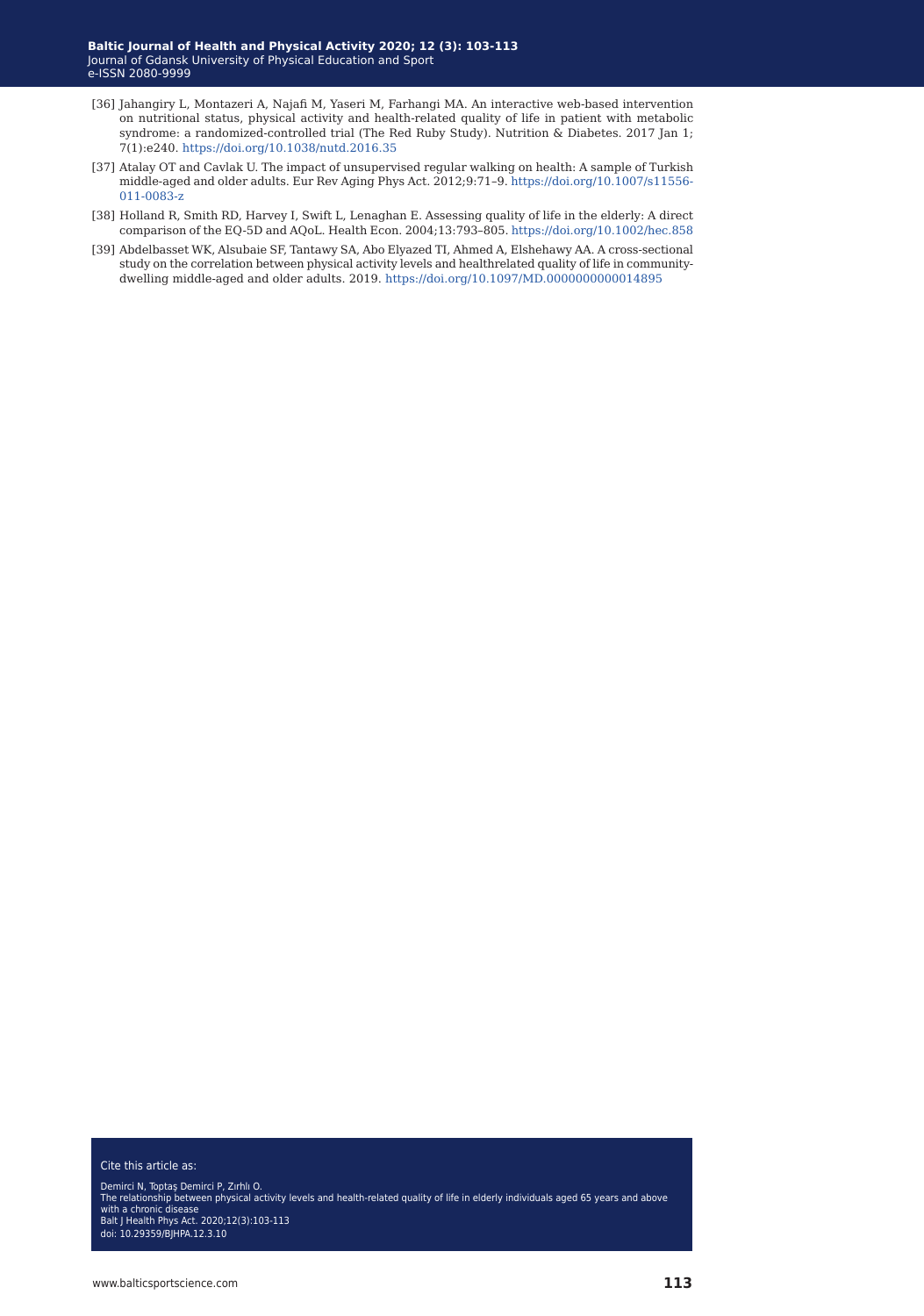[36] Jahangiry L, Montazeri A, Najafi M, Yaseri M, Farhangi MA. An interactive web-based intervention on nutritional status, physical activity and health-related quality of life in patient with metabolic syndrome: a randomized-controlled trial (The Red Ruby Study). Nutrition & Diabetes. 2017 Jan 1; 7(1):e240. https://doi.org/10.1038/nutd.2016.35

[37] Atalay OT and Cavlak U. The impact of unsupervised regular walking on health: A sample of Turkish middle-aged and older adults. Eur Rev Aging Phys Act. 2012;9:71–9. https://doi.org/10.1007/s11556-011-0083-z

[38] Holland R, Smith RD, Harvey I, Swift L, Lenaghan E. Assessing quality of life in the elderly: A direct comparison of the EQ-5D and AQoL. Health Econ. 2004;13:793–805. https://doi.org/10.1002/hec.858

[39] Abdelbasset WK, Alsubaie SF, Tantawy SA, Abo Elyazed TI, Ahmed A, Elshehawy AA. A cross-sectional study on the correlation between physical activity levels and healthrelated quality of life in community-dwelling middle-aged and older adults. 2019. https://doi.org/10.1097/MD.0000000000014895

Cite this article as:

Demirci N, Toptaş Demirci P, Zırhlı O.
The relationship between physical activity levels and health-related quality of life in elderly individuals aged 65 years and above with a chronic disease
Balt J Health Phys Act. 2020;12(3):103-113
doi: 10.29359/BJHPA.12.3.10